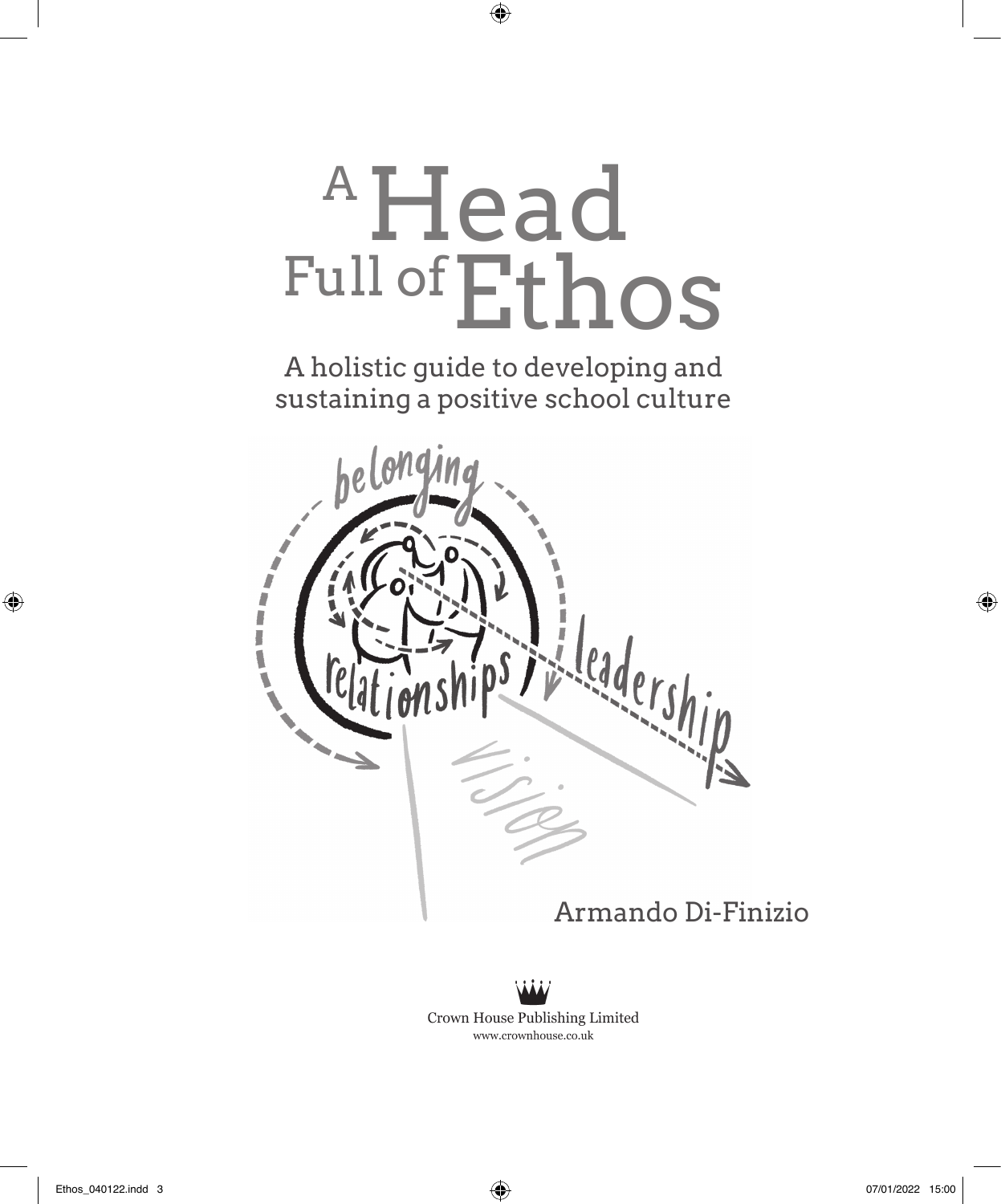# A Head Full of Ethos

A holistic guide to developing and sustaining a positive school culture

Armando Di-Finizio

Crown House Publishing Limited
www.crownhouse.co.uk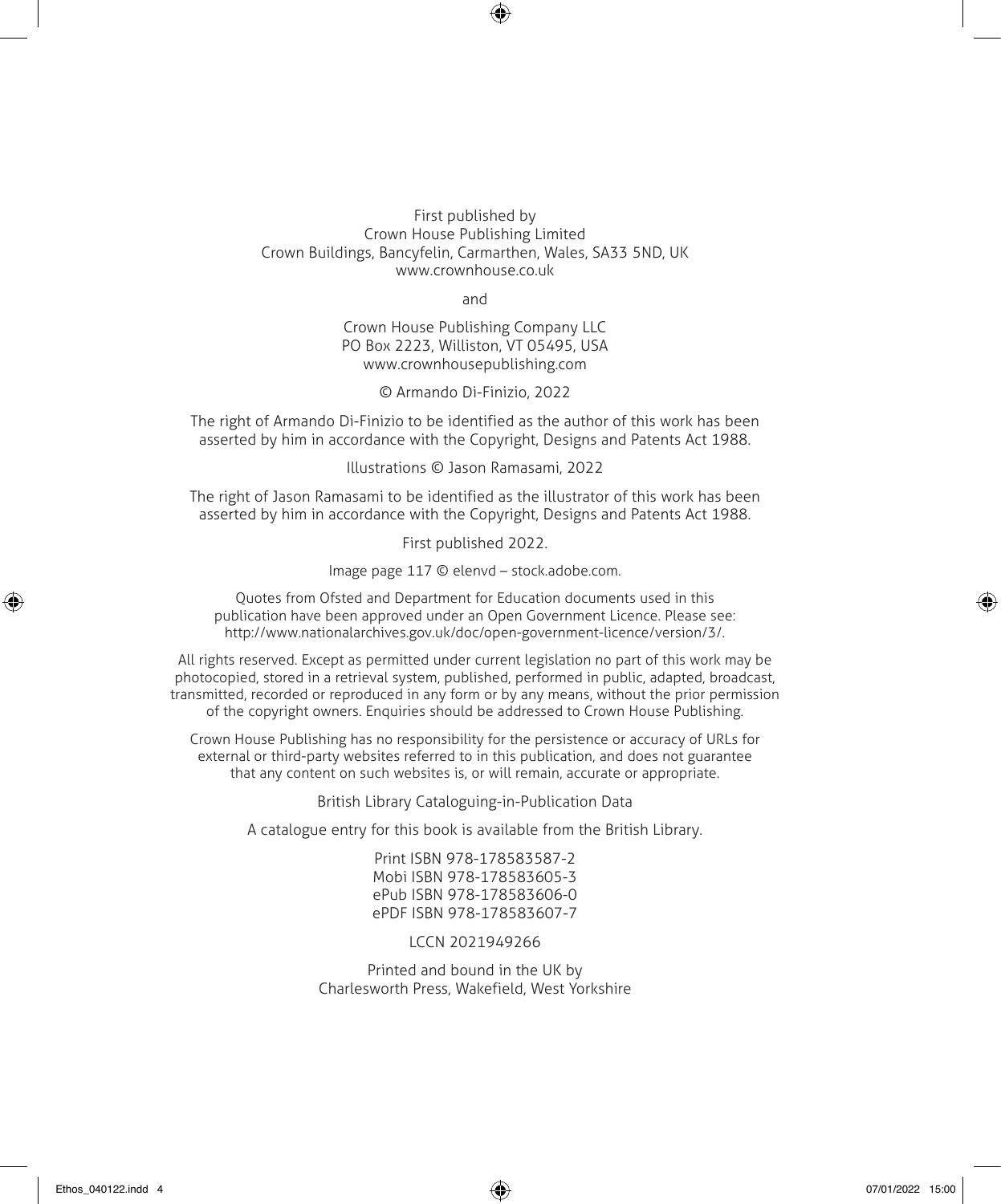First published by
Crown House Publishing Limited
Crown Buildings, Bancyfelin, Carmarthen, Wales, SA33 5ND, UK
www.crownhouse.co.uk

and

Crown House Publishing Company LLC
PO Box 2223, Williston, VT 05495, USA
www.crownhousepublishing.com

© Armando Di-Finizio, 2022

The right of Armando Di-Finizio to be identified as the author of this work has been asserted by him in accordance with the Copyright, Designs and Patents Act 1988.

Illustrations © Jason Ramasami, 2022

The right of Jason Ramasami to be identified as the illustrator of this work has been asserted by him in accordance with the Copyright, Designs and Patents Act 1988.

First published 2022.

Image page 117 © elenvd – stock.adobe.com.

Quotes from Ofsted and Department for Education documents used in this publication have been approved under an Open Government Licence. Please see: http://www.nationalarchives.gov.uk/doc/open-government-licence/version/3/.

All rights reserved. Except as permitted under current legislation no part of this work may be photocopied, stored in a retrieval system, published, performed in public, adapted, broadcast, transmitted, recorded or reproduced in any form or by any means, without the prior permission of the copyright owners. Enquiries should be addressed to Crown House Publishing.

Crown House Publishing has no responsibility for the persistence or accuracy of URLs for external or third-party websites referred to in this publication, and does not guarantee that any content on such websites is, or will remain, accurate or appropriate.

British Library Cataloguing-in-Publication Data

A catalogue entry for this book is available from the British Library.

Print ISBN 978-178583587-2
Mobi ISBN 978-178583605-3
ePub ISBN 978-178583606-0
ePDF ISBN 978-178583607-7

LCCN 2021949266

Printed and bound in the UK by
Charlesworth Press, Wakefield, West Yorkshire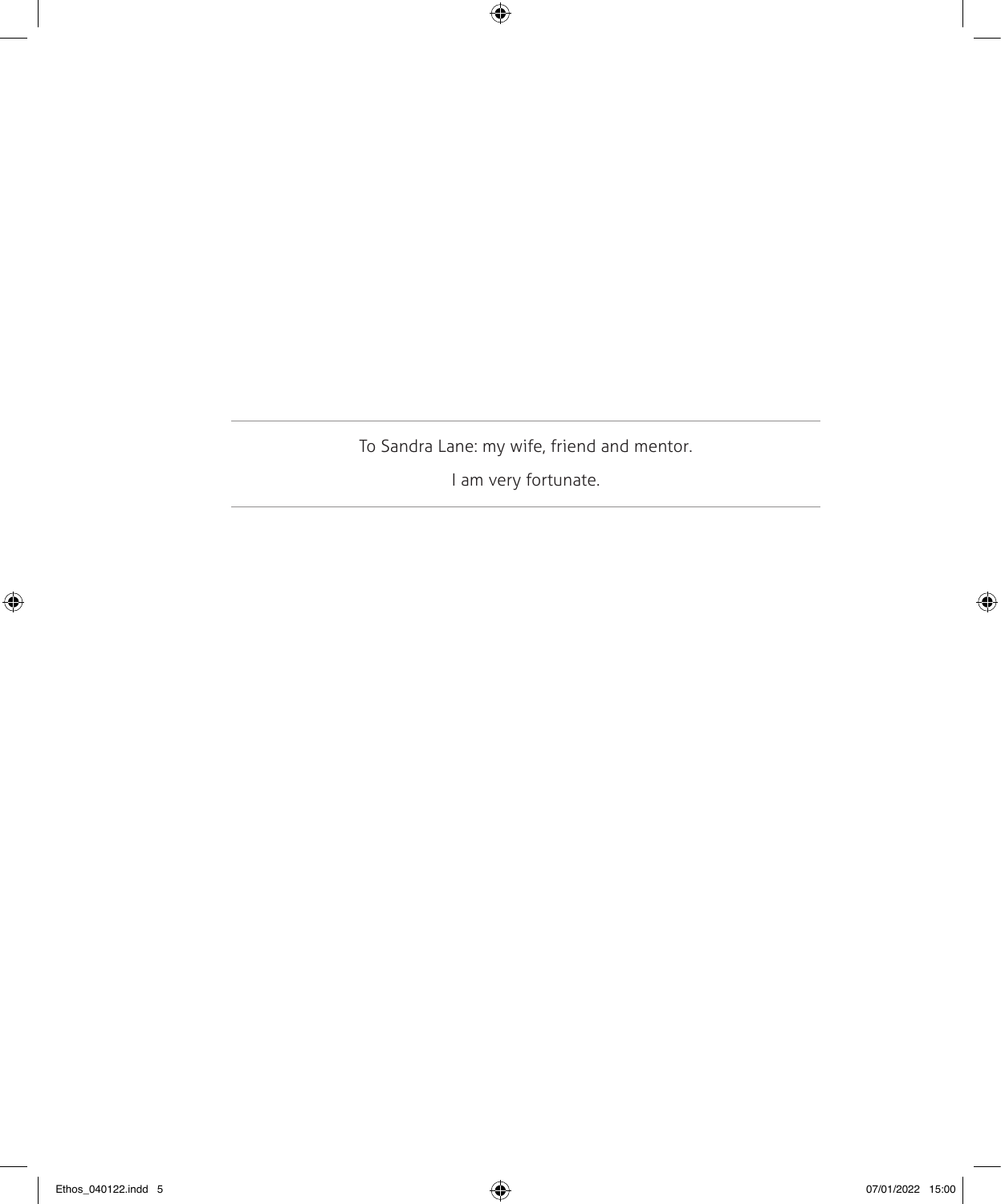To Sandra Lane: my wife, friend and mentor.

I am very fortunate.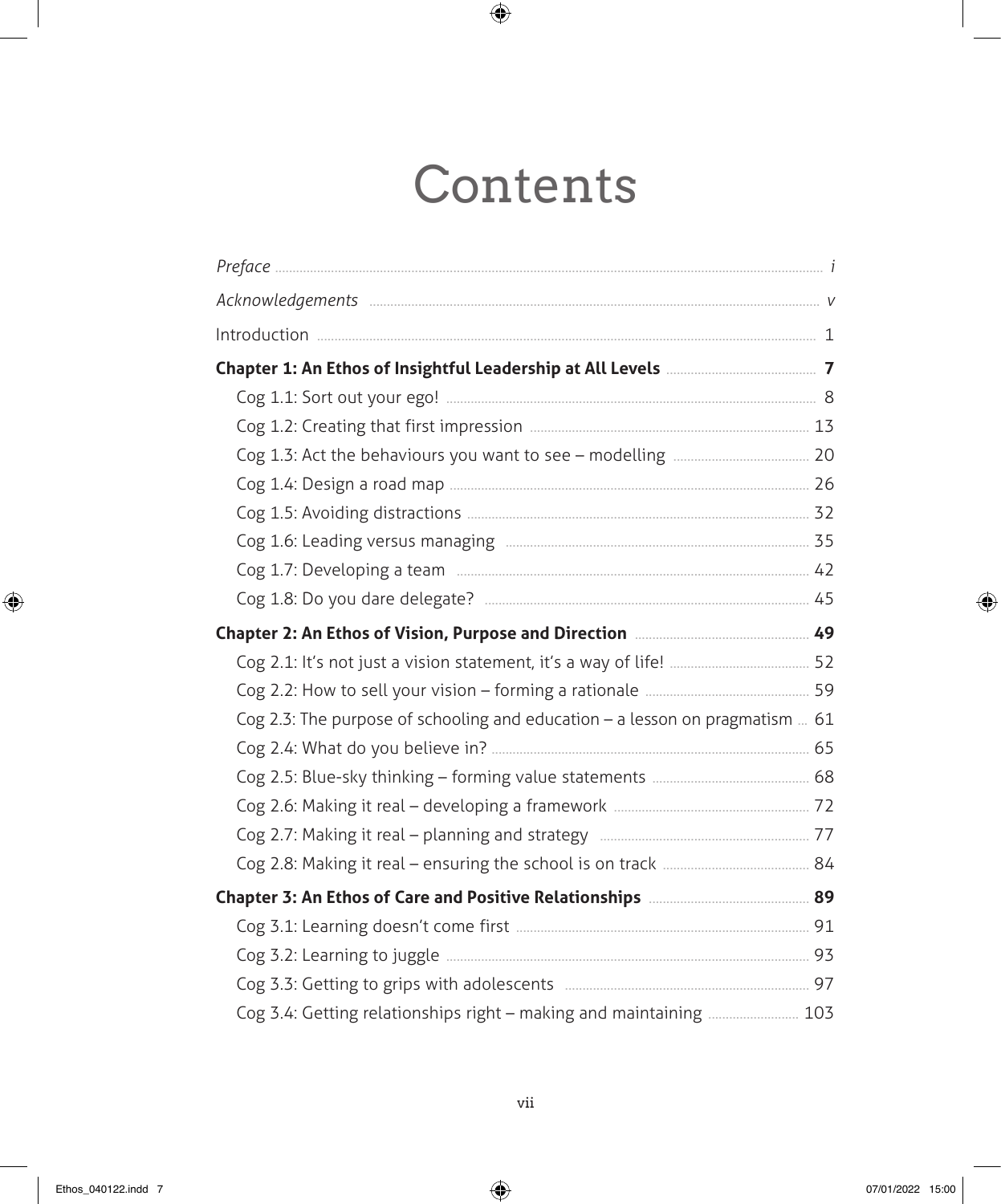# Contents

*Preface* ..... *i*

*Acknowledgements* ..... *v*

Introduction ..... 1

**Chapter 1: An Ethos of Insightful Leadership at All Levels ..... 7**

- Cog 1.1: Sort out your ego! ..... 8
- Cog 1.2: Creating that first impression ..... 13
- Cog 1.3: Act the behaviours you want to see – modelling ..... 20
- Cog 1.4: Design a road map ..... 26
- Cog 1.5: Avoiding distractions ..... 32
- Cog 1.6: Leading versus managing ..... 35
- Cog 1.7: Developing a team ..... 42
- Cog 1.8: Do you dare delegate? ..... 45

**Chapter 2: An Ethos of Vision, Purpose and Direction ..... 49**

- Cog 2.1: It's not just a vision statement, it's a way of life! ..... 52
- Cog 2.2: How to sell your vision – forming a rationale ..... 59
- Cog 2.3: The purpose of schooling and education – a lesson on pragmatism ..... 61
- Cog 2.4: What do you believe in? ..... 65
- Cog 2.5: Blue-sky thinking – forming value statements ..... 68
- Cog 2.6: Making it real – developing a framework ..... 72
- Cog 2.7: Making it real – planning and strategy ..... 77
- Cog 2.8: Making it real – ensuring the school is on track ..... 84

**Chapter 3: An Ethos of Care and Positive Relationships ..... 89**

- Cog 3.1: Learning doesn't come first ..... 91
- Cog 3.2: Learning to juggle ..... 93
- Cog 3.3: Getting to grips with adolescents ..... 97
- Cog 3.4: Getting relationships right – making and maintaining ..... 103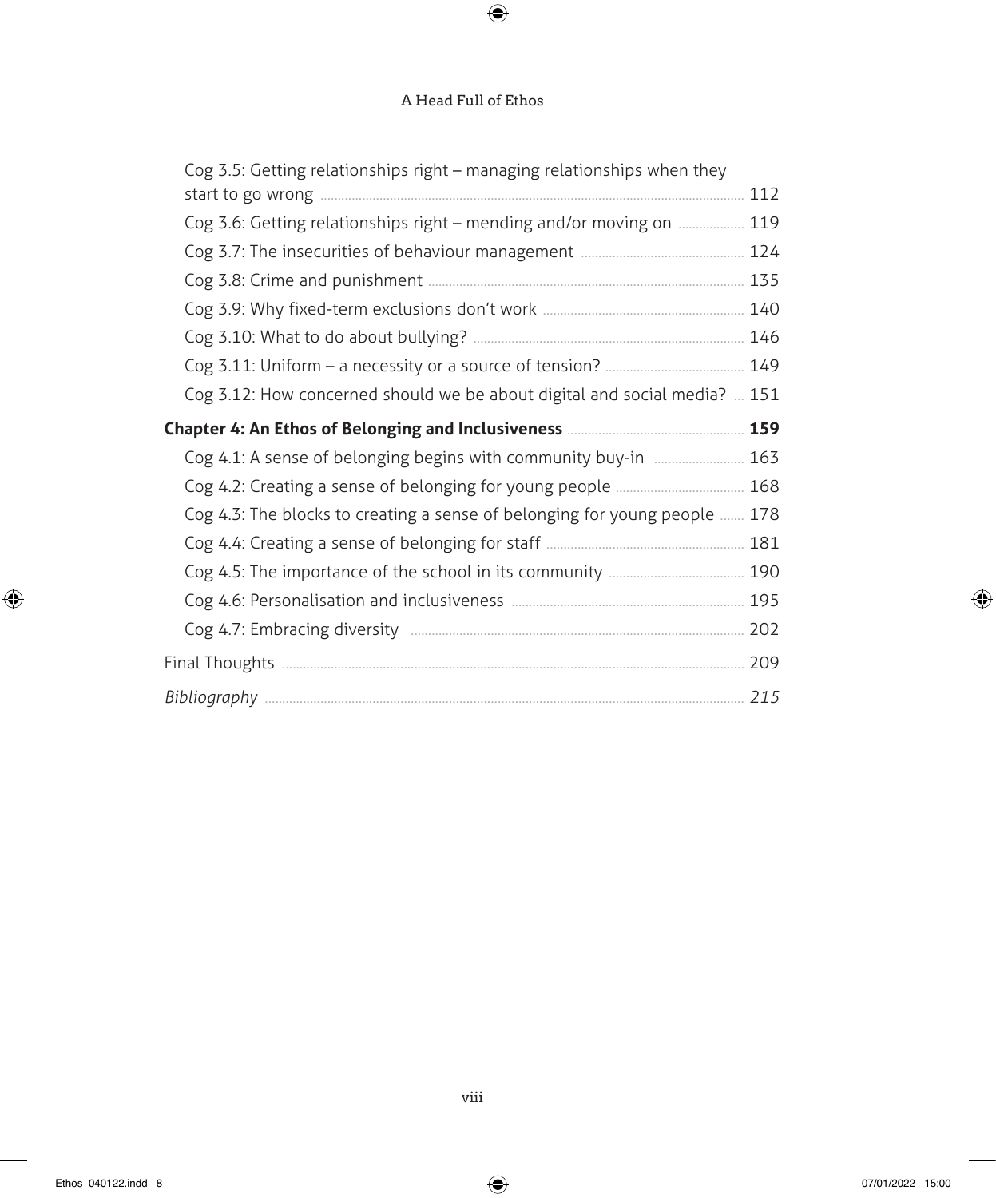Cog 3.5: Getting relationships right – managing relationships when they start to go wrong ... 112

Cog 3.6: Getting relationships right – mending and/or moving on ... 119

Cog 3.7: The insecurities of behaviour management ... 124

Cog 3.8: Crime and punishment ... 135

Cog 3.9: Why fixed-term exclusions don't work ... 140

Cog 3.10: What to do about bullying? ... 146

Cog 3.11: Uniform – a necessity or a source of tension? ... 149

Cog 3.12: How concerned should we be about digital and social media? ... 151

**Chapter 4: An Ethos of Belonging and Inclusiveness ... 159**

Cog 4.1: A sense of belonging begins with community buy-in ... 163

Cog 4.2: Creating a sense of belonging for young people ... 168

Cog 4.3: The blocks to creating a sense of belonging for young people ... 178

Cog 4.4: Creating a sense of belonging for staff ... 181

Cog 4.5: The importance of the school in its community ... 190

Cog 4.6: Personalisation and inclusiveness ... 195

Cog 4.7: Embracing diversity ... 202

Final Thoughts ... 209

*Bibliography ... 215*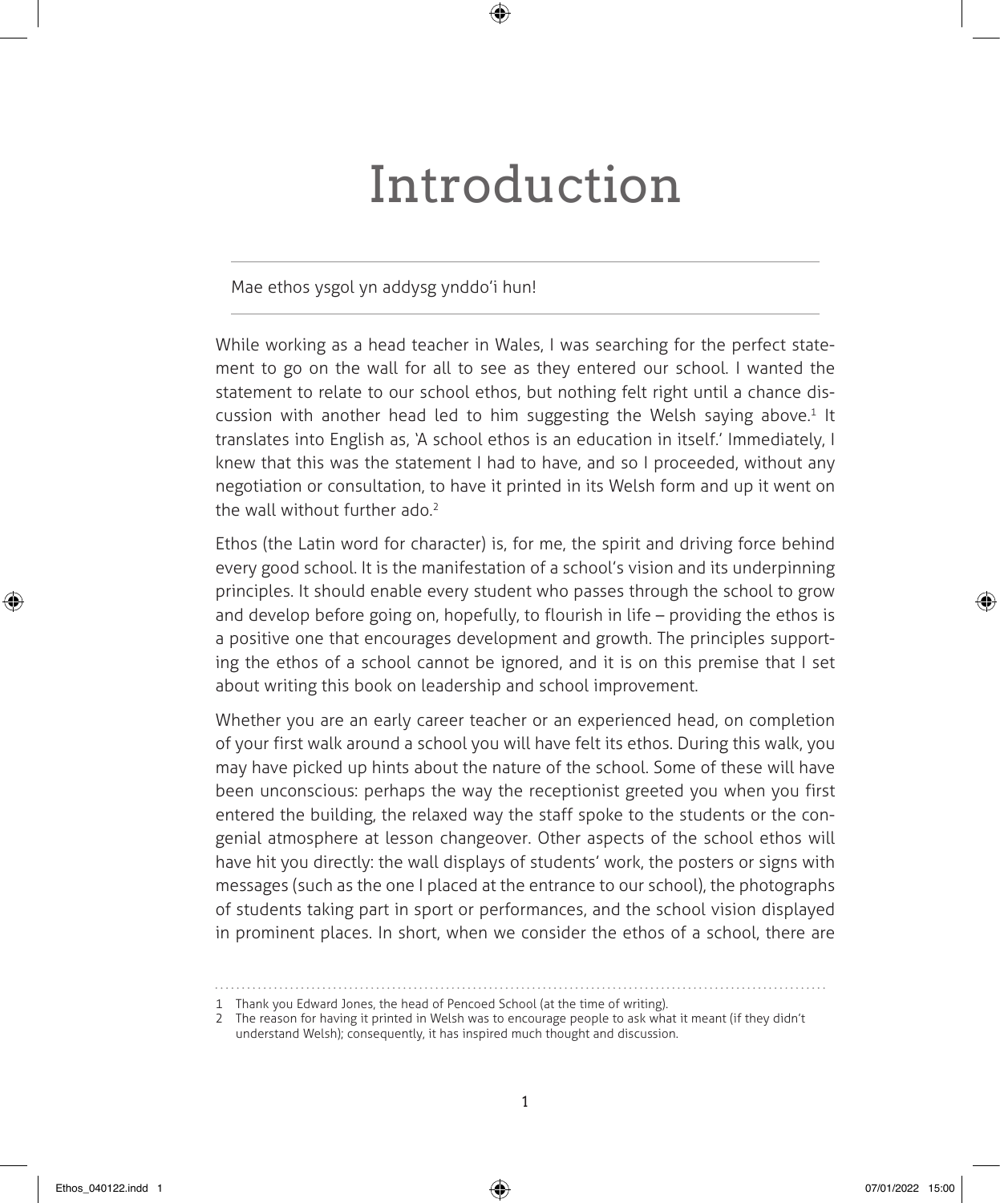# Introduction

Mae ethos ysgol yn addysg ynddo'i hun!

While working as a head teacher in Wales, I was searching for the perfect statement to go on the wall for all to see as they entered our school. I wanted the statement to relate to our school ethos, but nothing felt right until a chance discussion with another head led to him suggesting the Welsh saying above.[1] It translates into English as, 'A school ethos is an education in itself.' Immediately, I knew that this was the statement I had to have, and so I proceeded, without any negotiation or consultation, to have it printed in its Welsh form and up it went on the wall without further ado.[2]

Ethos (the Latin word for character) is, for me, the spirit and driving force behind every good school. It is the manifestation of a school's vision and its underpinning principles. It should enable every student who passes through the school to grow and develop before going on, hopefully, to flourish in life – providing the ethos is a positive one that encourages development and growth. The principles supporting the ethos of a school cannot be ignored, and it is on this premise that I set about writing this book on leadership and school improvement.

Whether you are an early career teacher or an experienced head, on completion of your first walk around a school you will have felt its ethos. During this walk, you may have picked up hints about the nature of the school. Some of these will have been unconscious: perhaps the way the receptionist greeted you when you first entered the building, the relaxed way the staff spoke to the students or the congenial atmosphere at lesson changeover. Other aspects of the school ethos will have hit you directly: the wall displays of students' work, the posters or signs with messages (such as the one I placed at the entrance to our school), the photographs of students taking part in sport or performances, and the school vision displayed in prominent places. In short, when we consider the ethos of a school, there are

1 Thank you Edward Jones, the head of Pencoed School (at the time of writing).

2 The reason for having it printed in Welsh was to encourage people to ask what it meant (if they didn't understand Welsh); consequently, it has inspired much thought and discussion.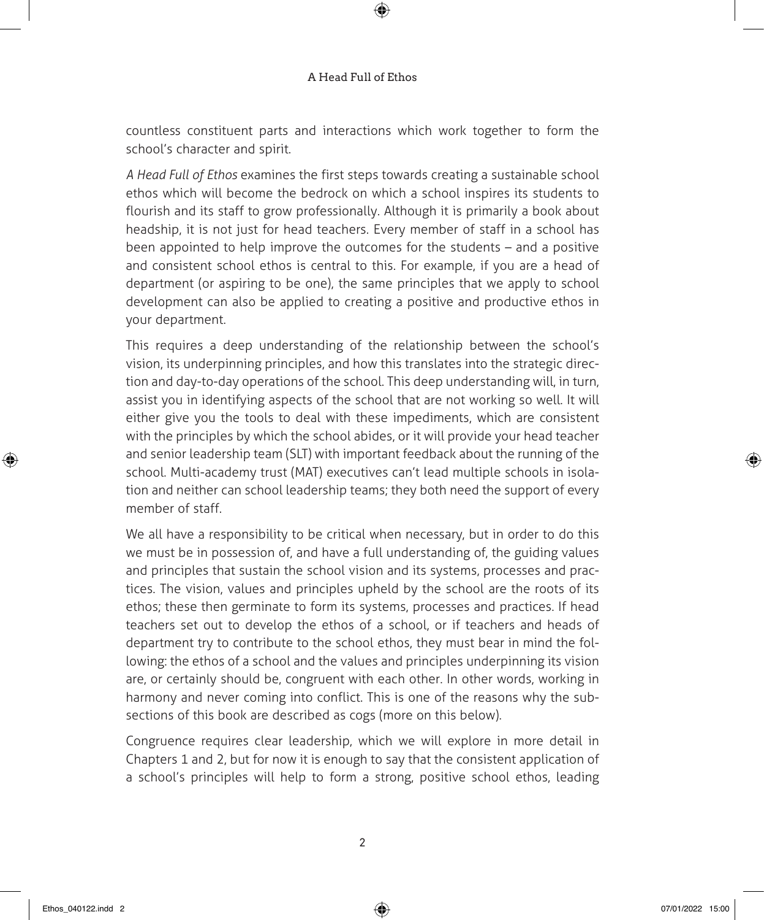countless constituent parts and interactions which work together to form the school's character and spirit.

*A Head Full of Ethos* examines the first steps towards creating a sustainable school ethos which will become the bedrock on which a school inspires its students to flourish and its staff to grow professionally. Although it is primarily a book about headship, it is not just for head teachers. Every member of staff in a school has been appointed to help improve the outcomes for the students – and a positive and consistent school ethos is central to this. For example, if you are a head of department (or aspiring to be one), the same principles that we apply to school development can also be applied to creating a positive and productive ethos in your department.

This requires a deep understanding of the relationship between the school's vision, its underpinning principles, and how this translates into the strategic direction and day-to-day operations of the school. This deep understanding will, in turn, assist you in identifying aspects of the school that are not working so well. It will either give you the tools to deal with these impediments, which are consistent with the principles by which the school abides, or it will provide your head teacher and senior leadership team (SLT) with important feedback about the running of the school. Multi-academy trust (MAT) executives can't lead multiple schools in isolation and neither can school leadership teams; they both need the support of every member of staff.

We all have a responsibility to be critical when necessary, but in order to do this we must be in possession of, and have a full understanding of, the guiding values and principles that sustain the school vision and its systems, processes and practices. The vision, values and principles upheld by the school are the roots of its ethos; these then germinate to form its systems, processes and practices. If head teachers set out to develop the ethos of a school, or if teachers and heads of department try to contribute to the school ethos, they must bear in mind the following: the ethos of a school and the values and principles underpinning its vision are, or certainly should be, congruent with each other. In other words, working in harmony and never coming into conflict. This is one of the reasons why the subsections of this book are described as cogs (more on this below).

Congruence requires clear leadership, which we will explore in more detail in Chapters 1 and 2, but for now it is enough to say that the consistent application of a school's principles will help to form a strong, positive school ethos, leading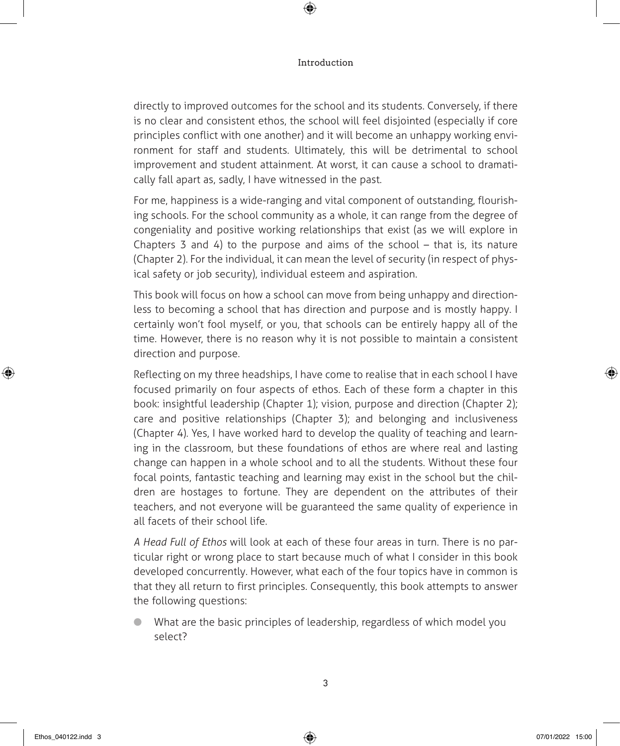directly to improved outcomes for the school and its students. Conversely, if there is no clear and consistent ethos, the school will feel disjointed (especially if core principles conflict with one another) and it will become an unhappy working environment for staff and students. Ultimately, this will be detrimental to school improvement and student attainment. At worst, it can cause a school to dramatically fall apart as, sadly, I have witnessed in the past.

For me, happiness is a wide-ranging and vital component of outstanding, flourishing schools. For the school community as a whole, it can range from the degree of congeniality and positive working relationships that exist (as we will explore in Chapters 3 and 4) to the purpose and aims of the school – that is, its nature (Chapter 2). For the individual, it can mean the level of security (in respect of physical safety or job security), individual esteem and aspiration.

This book will focus on how a school can move from being unhappy and directionless to becoming a school that has direction and purpose and is mostly happy. I certainly won't fool myself, or you, that schools can be entirely happy all of the time. However, there is no reason why it is not possible to maintain a consistent direction and purpose.

Reflecting on my three headships, I have come to realise that in each school I have focused primarily on four aspects of ethos. Each of these form a chapter in this book: insightful leadership (Chapter 1); vision, purpose and direction (Chapter 2); care and positive relationships (Chapter 3); and belonging and inclusiveness (Chapter 4). Yes, I have worked hard to develop the quality of teaching and learning in the classroom, but these foundations of ethos are where real and lasting change can happen in a whole school and to all the students. Without these four focal points, fantastic teaching and learning may exist in the school but the children are hostages to fortune. They are dependent on the attributes of their teachers, and not everyone will be guaranteed the same quality of experience in all facets of their school life.

*A Head Full of Ethos* will look at each of these four areas in turn. There is no particular right or wrong place to start because much of what I consider in this book developed concurrently. However, what each of the four topics have in common is that they all return to first principles. Consequently, this book attempts to answer the following questions:

- What are the basic principles of leadership, regardless of which model you select?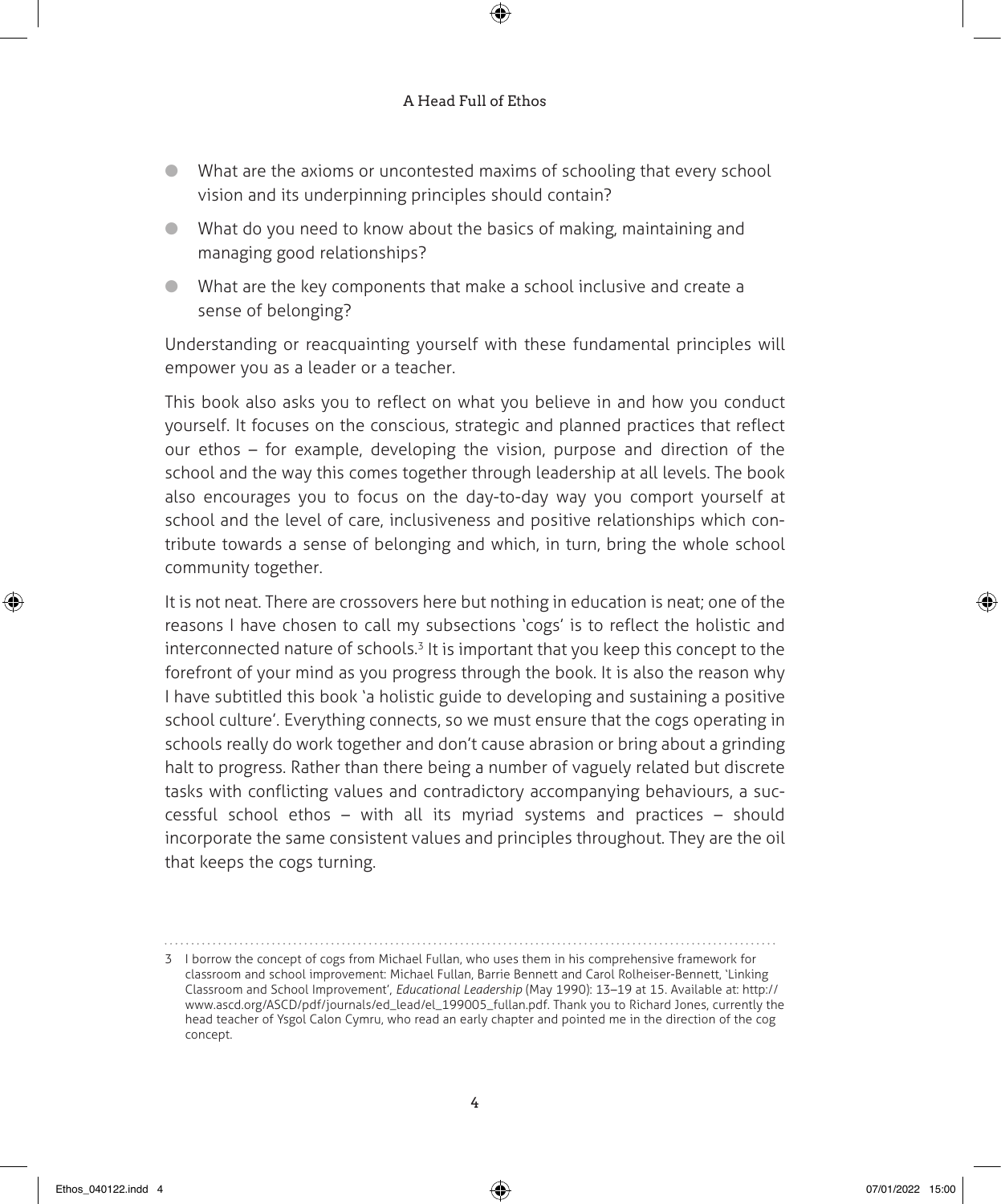- What are the axioms or uncontested maxims of schooling that every school vision and its underpinning principles should contain?
- What do you need to know about the basics of making, maintaining and managing good relationships?
- What are the key components that make a school inclusive and create a sense of belonging?

Understanding or reacquainting yourself with these fundamental principles will empower you as a leader or a teacher.

This book also asks you to reflect on what you believe in and how you conduct yourself. It focuses on the conscious, strategic and planned practices that reflect our ethos – for example, developing the vision, purpose and direction of the school and the way this comes together through leadership at all levels. The book also encourages you to focus on the day-to-day way you comport yourself at school and the level of care, inclusiveness and positive relationships which contribute towards a sense of belonging and which, in turn, bring the whole school community together.

It is not neat. There are crossovers here but nothing in education is neat; one of the reasons I have chosen to call my subsections 'cogs' is to reflect the holistic and interconnected nature of schools.[3] It is important that you keep this concept to the forefront of your mind as you progress through the book. It is also the reason why I have subtitled this book 'a holistic guide to developing and sustaining a positive school culture'. Everything connects, so we must ensure that the cogs operating in schools really do work together and don't cause abrasion or bring about a grinding halt to progress. Rather than there being a number of vaguely related but discrete tasks with conflicting values and contradictory accompanying behaviours, a successful school ethos – with all its myriad systems and practices – should incorporate the same consistent values and principles throughout. They are the oil that keeps the cogs turning.

---

3 I borrow the concept of cogs from Michael Fullan, who uses them in his comprehensive framework for classroom and school improvement: Michael Fullan, Barrie Bennett and Carol Rolheiser-Bennett, 'Linking Classroom and School Improvement', *Educational Leadership* (May 1990): 13–19 at 15. Available at: http://www.ascd.org/ASCD/pdf/journals/ed_lead/el_199005_fullan.pdf. Thank you to Richard Jones, currently the head teacher of Ysgol Calon Cymru, who read an early chapter and pointed me in the direction of the cog concept.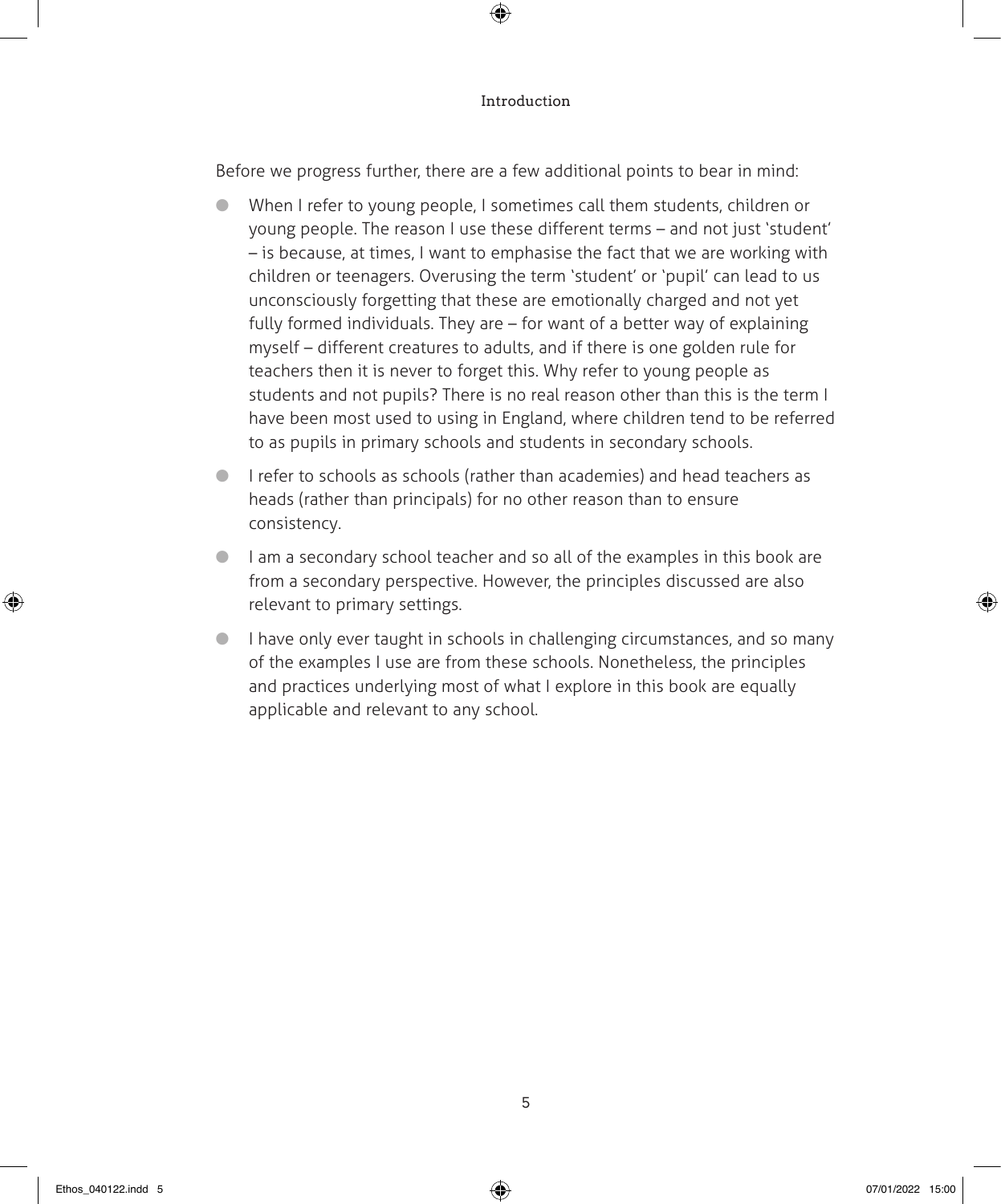Before we progress further, there are a few additional points to bear in mind:

- When I refer to young people, I sometimes call them students, children or young people. The reason I use these different terms – and not just 'student' – is because, at times, I want to emphasise the fact that we are working with children or teenagers. Overusing the term 'student' or 'pupil' can lead to us unconsciously forgetting that these are emotionally charged and not yet fully formed individuals. They are – for want of a better way of explaining myself – different creatures to adults, and if there is one golden rule for teachers then it is never to forget this. Why refer to young people as students and not pupils? There is no real reason other than this is the term I have been most used to using in England, where children tend to be referred to as pupils in primary schools and students in secondary schools.
- I refer to schools as schools (rather than academies) and head teachers as heads (rather than principals) for no other reason than to ensure consistency.
- I am a secondary school teacher and so all of the examples in this book are from a secondary perspective. However, the principles discussed are also relevant to primary settings.
- I have only ever taught in schools in challenging circumstances, and so many of the examples I use are from these schools. Nonetheless, the principles and practices underlying most of what I explore in this book are equally applicable and relevant to any school.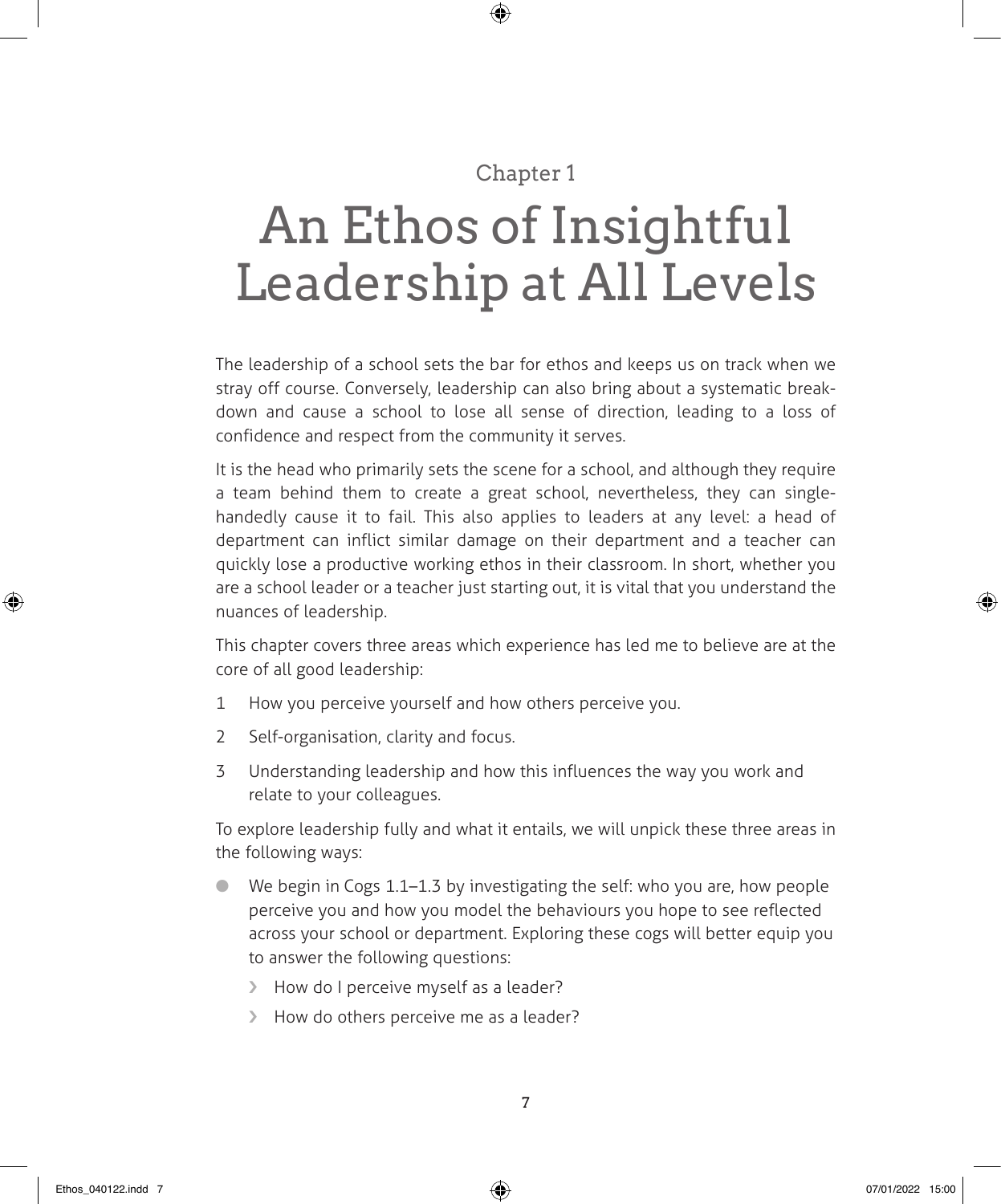Chapter 1

# An Ethos of Insightful Leadership at All Levels

The leadership of a school sets the bar for ethos and keeps us on track when we stray off course. Conversely, leadership can also bring about a systematic breakdown and cause a school to lose all sense of direction, leading to a loss of confidence and respect from the community it serves.

It is the head who primarily sets the scene for a school, and although they require a team behind them to create a great school, nevertheless, they can single-handedly cause it to fail. This also applies to leaders at any level: a head of department can inflict similar damage on their department and a teacher can quickly lose a productive working ethos in their classroom. In short, whether you are a school leader or a teacher just starting out, it is vital that you understand the nuances of leadership.

This chapter covers three areas which experience has led me to believe are at the core of all good leadership:

1. How you perceive yourself and how others perceive you.
2. Self-organisation, clarity and focus.
3. Understanding leadership and how this influences the way you work and relate to your colleagues.

To explore leadership fully and what it entails, we will unpick these three areas in the following ways:

- We begin in Cogs 1.1–1.3 by investigating the self: who you are, how people perceive you and how you model the behaviours you hope to see reflected across your school or department. Exploring these cogs will better equip you to answer the following questions:
  - How do I perceive myself as a leader?
  - How do others perceive me as a leader?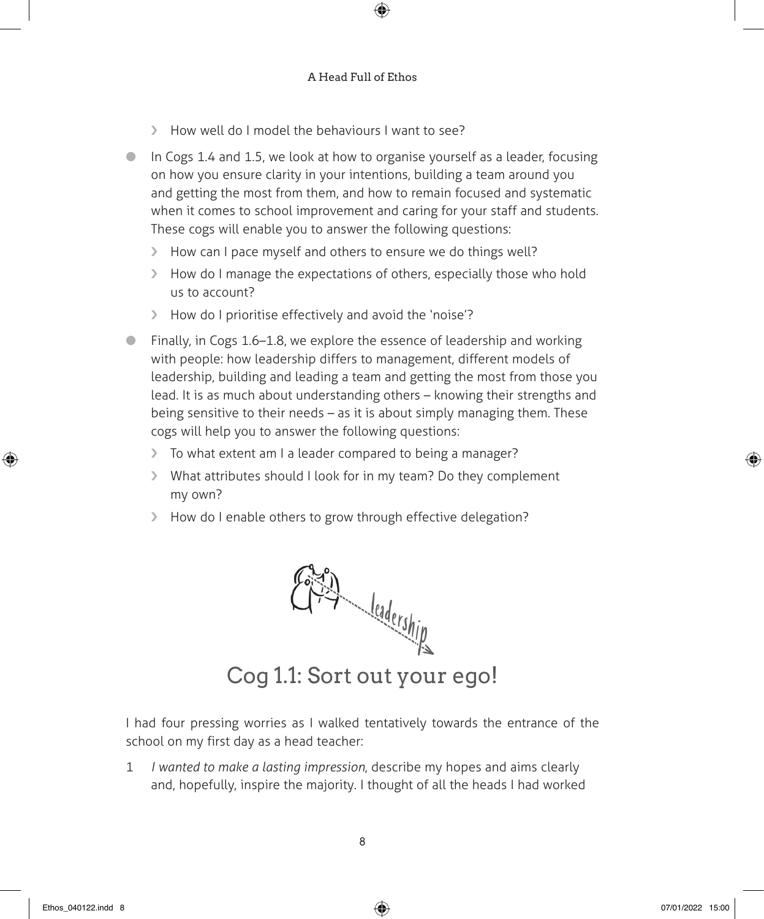- How well do I model the behaviours I want to see?

- In Cogs 1.4 and 1.5, we look at how to organise yourself as a leader, focusing on how you ensure clarity in your intentions, building a team around you and getting the most from them, and how to remain focused and systematic when it comes to school improvement and caring for your staff and students. These cogs will enable you to answer the following questions:
  - How can I pace myself and others to ensure we do things well?
  - How do I manage the expectations of others, especially those who hold us to account?
  - How do I prioritise effectively and avoid the 'noise'?

- Finally, in Cogs 1.6–1.8, we explore the essence of leadership and working with people: how leadership differs to management, different models of leadership, building and leading a team and getting the most from those you lead. It is as much about understanding others – knowing their strengths and being sensitive to their needs – as it is about simply managing them. These cogs will help you to answer the following questions:
  - To what extent am I a leader compared to being a manager?
  - What attributes should I look for in my team? Do they complement my own?
  - How do I enable others to grow through effective delegation?

leadership

## Cog 1.1: Sort out your ego!

I had four pressing worries as I walked tentatively towards the entrance of the school on my first day as a head teacher:

1. *I wanted to make a lasting impression*, describe my hopes and aims clearly and, hopefully, inspire the majority. I thought of all the heads I had worked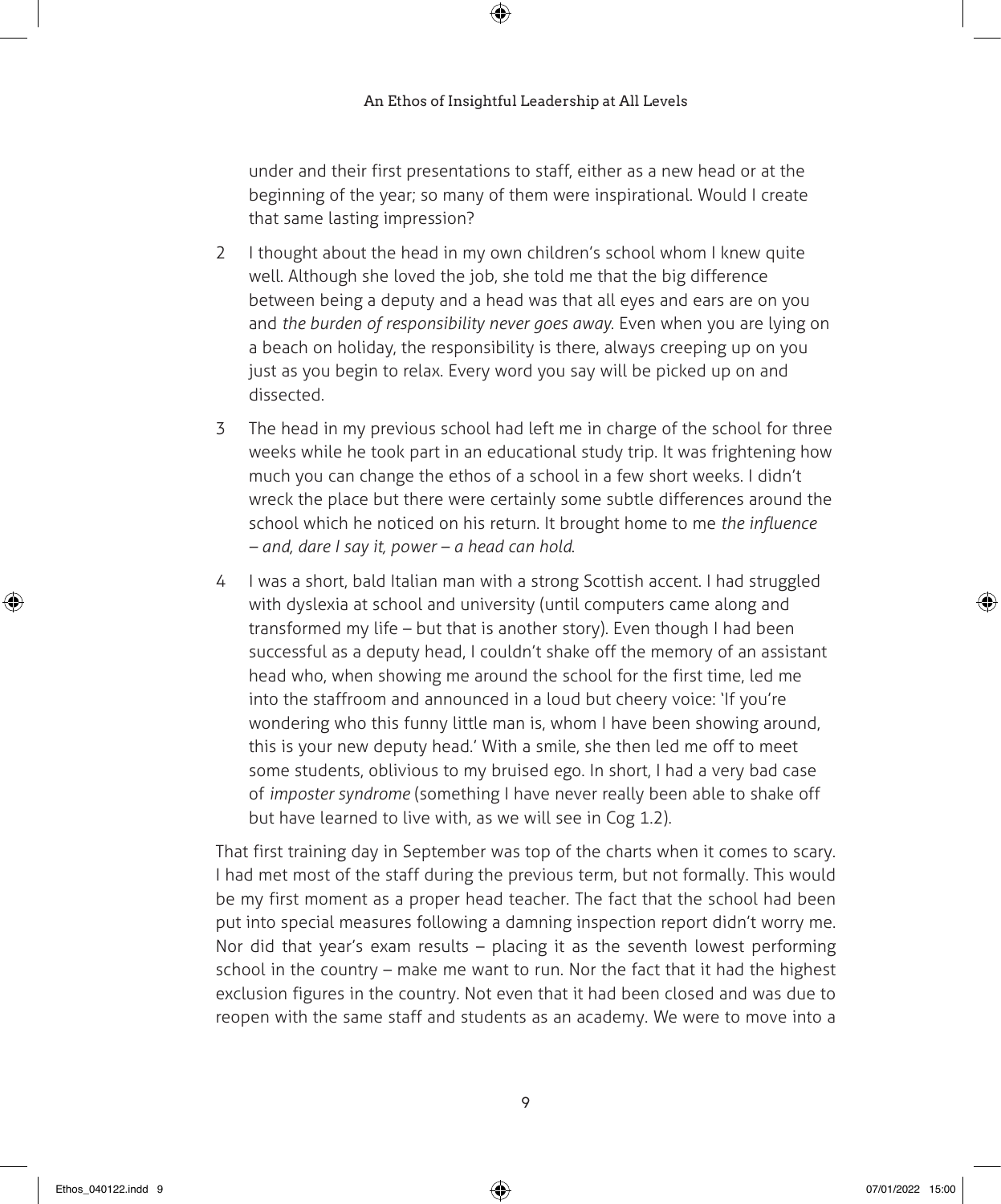under and their first presentations to staff, either as a new head or at the beginning of the year; so many of them were inspirational. Would I create that same lasting impression?

2 I thought about the head in my own children's school whom I knew quite well. Although she loved the job, she told me that the big difference between being a deputy and a head was that all eyes and ears are on you and *the burden of responsibility never goes away*. Even when you are lying on a beach on holiday, the responsibility is there, always creeping up on you just as you begin to relax. Every word you say will be picked up on and dissected.

3 The head in my previous school had left me in charge of the school for three weeks while he took part in an educational study trip. It was frightening how much you can change the ethos of a school in a few short weeks. I didn't wreck the place but there were certainly some subtle differences around the school which he noticed on his return. It brought home to me *the influence – and, dare I say it, power – a head can hold*.

4 I was a short, bald Italian man with a strong Scottish accent. I had struggled with dyslexia at school and university (until computers came along and transformed my life – but that is another story). Even though I had been successful as a deputy head, I couldn't shake off the memory of an assistant head who, when showing me around the school for the first time, led me into the staffroom and announced in a loud but cheery voice: 'If you're wondering who this funny little man is, whom I have been showing around, this is your new deputy head.' With a smile, she then led me off to meet some students, oblivious to my bruised ego. In short, I had a very bad case of *imposter syndrome* (something I have never really been able to shake off but have learned to live with, as we will see in Cog 1.2).

That first training day in September was top of the charts when it comes to scary. I had met most of the staff during the previous term, but not formally. This would be my first moment as a proper head teacher. The fact that the school had been put into special measures following a damning inspection report didn't worry me. Nor did that year's exam results – placing it as the seventh lowest performing school in the country – make me want to run. Nor the fact that it had the highest exclusion figures in the country. Not even that it had been closed and was due to reopen with the same staff and students as an academy. We were to move into a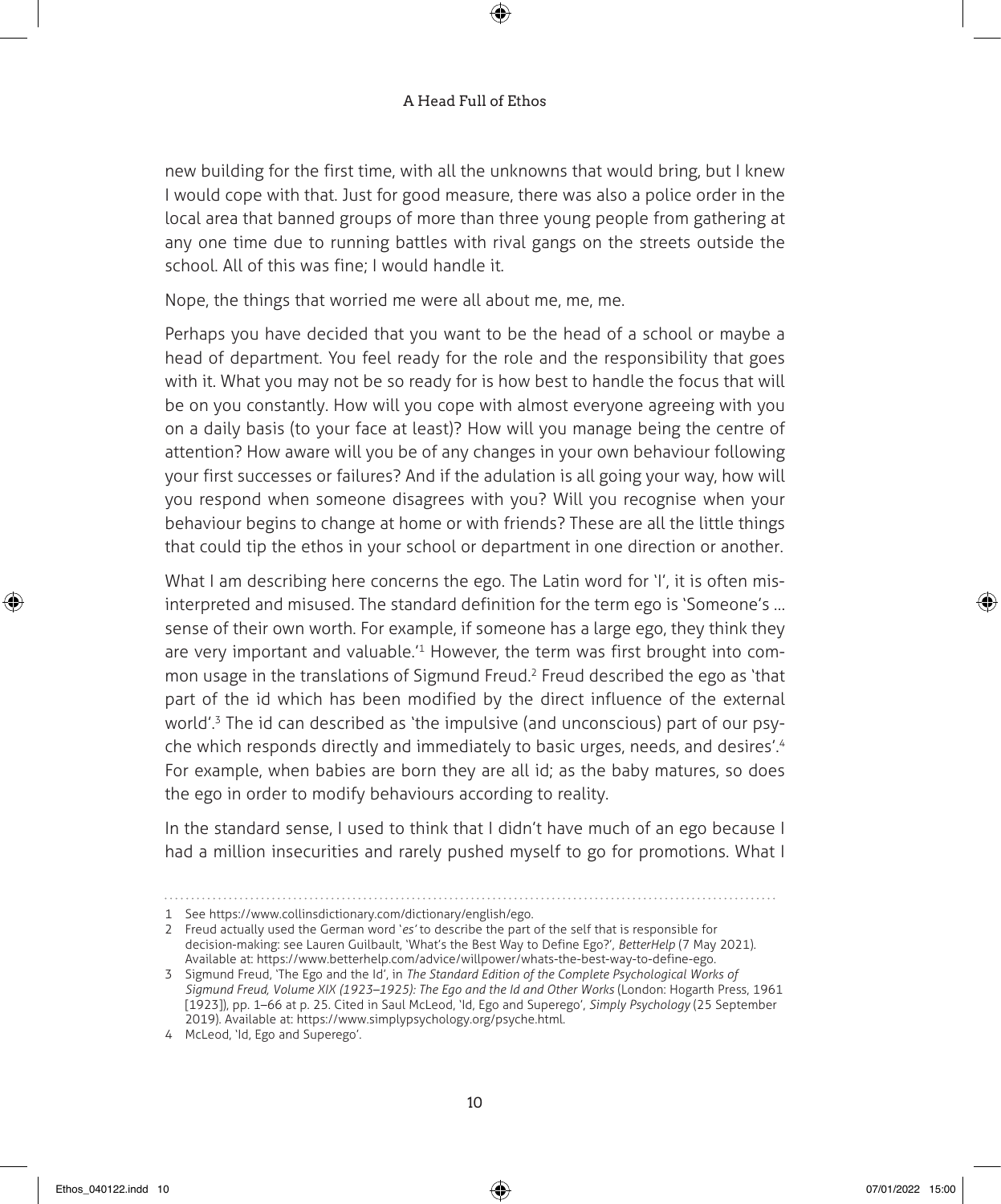new building for the first time, with all the unknowns that would bring, but I knew I would cope with that. Just for good measure, there was also a police order in the local area that banned groups of more than three young people from gathering at any one time due to running battles with rival gangs on the streets outside the school. All of this was fine; I would handle it.

Nope, the things that worried me were all about me, me, me.

Perhaps you have decided that you want to be the head of a school or maybe a head of department. You feel ready for the role and the responsibility that goes with it. What you may not be so ready for is how best to handle the focus that will be on you constantly. How will you cope with almost everyone agreeing with you on a daily basis (to your face at least)? How will you manage being the centre of attention? How aware will you be of any changes in your own behaviour following your first successes or failures? And if the adulation is all going your way, how will you respond when someone disagrees with you? Will you recognise when your behaviour begins to change at home or with friends? These are all the little things that could tip the ethos in your school or department in one direction or another.

What I am describing here concerns the ego. The Latin word for 'I', it is often misinterpreted and misused. The standard definition for the term ego is 'Someone's … sense of their own worth. For example, if someone has a large ego, they think they are very important and valuable.'[1] However, the term was first brought into common usage in the translations of Sigmund Freud.[2] Freud described the ego as 'that part of the id which has been modified by the direct influence of the external world'.[3] The id can described as 'the impulsive (and unconscious) part of our psyche which responds directly and immediately to basic urges, needs, and desires'.[4] For example, when babies are born they are all id; as the baby matures, so does the ego in order to modify behaviours according to reality.

In the standard sense, I used to think that I didn't have much of an ego because I had a million insecurities and rarely pushed myself to go for promotions. What I

---

1 See https://www.collinsdictionary.com/dictionary/english/ego.

2 Freud actually used the German word '*es*' to describe the part of the self that is responsible for decision-making: see Lauren Guilbault, 'What's the Best Way to Define Ego?', *BetterHelp* (7 May 2021). Available at: https://www.betterhelp.com/advice/willpower/whats-the-best-way-to-define-ego.

3 Sigmund Freud, 'The Ego and the Id', in *The Standard Edition of the Complete Psychological Works of Sigmund Freud, Volume XIX (1923–1925): The Ego and the Id and Other Works* (London: Hogarth Press, 1961 [1923]), pp. 1–66 at p. 25. Cited in Saul McLeod, 'Id, Ego and Superego', *Simply Psychology* (25 September 2019). Available at: https://www.simplypsychology.org/psyche.html.

4 McLeod, 'Id, Ego and Superego'.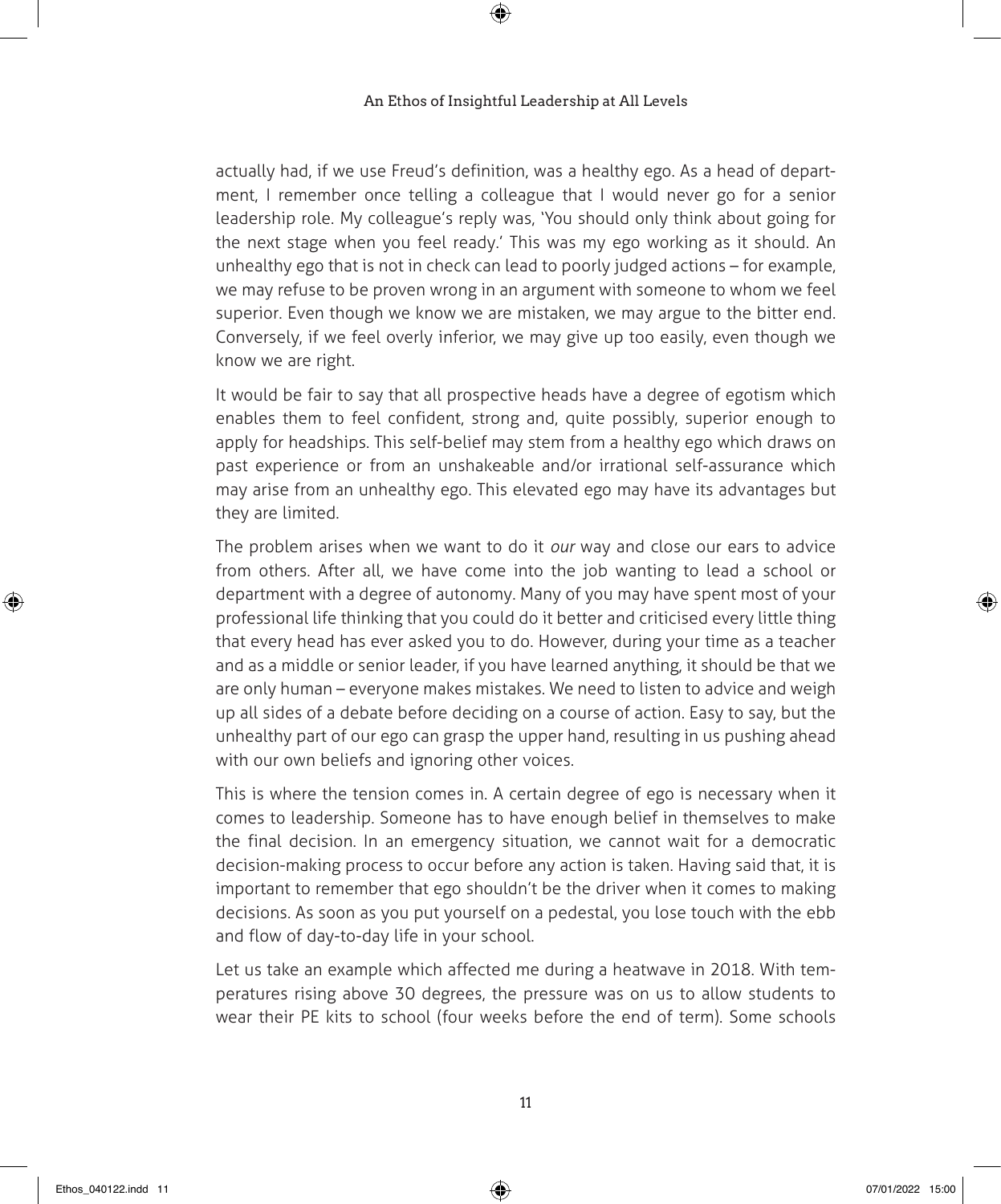actually had, if we use Freud's definition, was a healthy ego. As a head of department, I remember once telling a colleague that I would never go for a senior leadership role. My colleague's reply was, 'You should only think about going for the next stage when you feel ready.' This was my ego working as it should. An unhealthy ego that is not in check can lead to poorly judged actions – for example, we may refuse to be proven wrong in an argument with someone to whom we feel superior. Even though we know we are mistaken, we may argue to the bitter end. Conversely, if we feel overly inferior, we may give up too easily, even though we know we are right.

It would be fair to say that all prospective heads have a degree of egotism which enables them to feel confident, strong and, quite possibly, superior enough to apply for headships. This self-belief may stem from a healthy ego which draws on past experience or from an unshakeable and/or irrational self-assurance which may arise from an unhealthy ego. This elevated ego may have its advantages but they are limited.

The problem arises when we want to do it *our* way and close our ears to advice from others. After all, we have come into the job wanting to lead a school or department with a degree of autonomy. Many of you may have spent most of your professional life thinking that you could do it better and criticised every little thing that every head has ever asked you to do. However, during your time as a teacher and as a middle or senior leader, if you have learned anything, it should be that we are only human – everyone makes mistakes. We need to listen to advice and weigh up all sides of a debate before deciding on a course of action. Easy to say, but the unhealthy part of our ego can grasp the upper hand, resulting in us pushing ahead with our own beliefs and ignoring other voices.

This is where the tension comes in. A certain degree of ego is necessary when it comes to leadership. Someone has to have enough belief in themselves to make the final decision. In an emergency situation, we cannot wait for a democratic decision-making process to occur before any action is taken. Having said that, it is important to remember that ego shouldn't be the driver when it comes to making decisions. As soon as you put yourself on a pedestal, you lose touch with the ebb and flow of day-to-day life in your school.

Let us take an example which affected me during a heatwave in 2018. With temperatures rising above 30 degrees, the pressure was on us to allow students to wear their PE kits to school (four weeks before the end of term). Some schools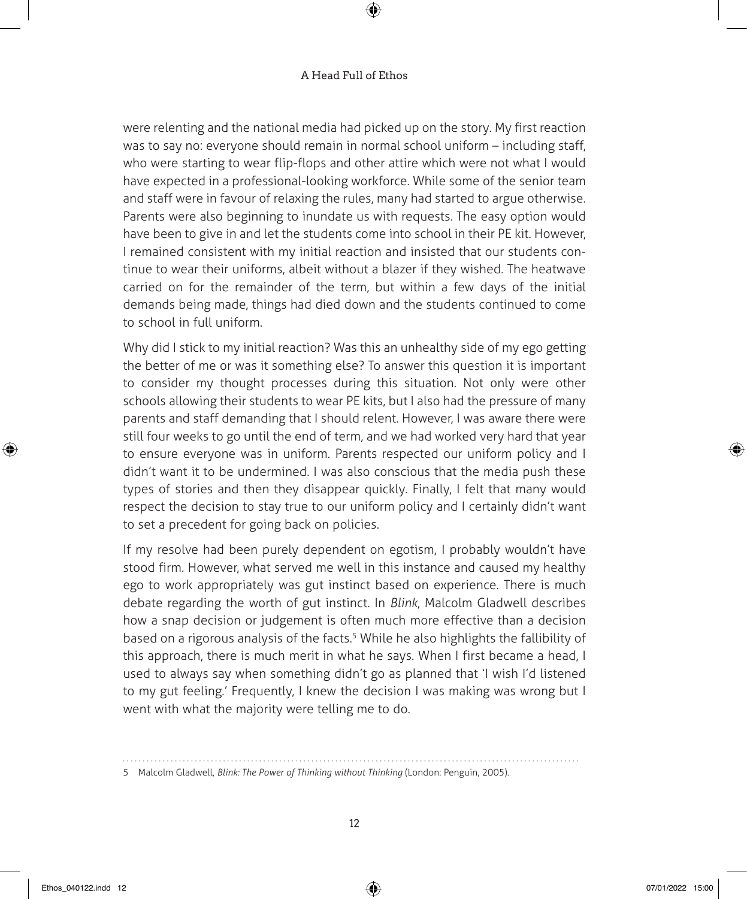were relenting and the national media had picked up on the story. My first reaction was to say no: everyone should remain in normal school uniform – including staff, who were starting to wear flip-flops and other attire which were not what I would have expected in a professional-looking workforce. While some of the senior team and staff were in favour of relaxing the rules, many had started to argue otherwise. Parents were also beginning to inundate us with requests. The easy option would have been to give in and let the students come into school in their PE kit. However, I remained consistent with my initial reaction and insisted that our students continue to wear their uniforms, albeit without a blazer if they wished. The heatwave carried on for the remainder of the term, but within a few days of the initial demands being made, things had died down and the students continued to come to school in full uniform.

Why did I stick to my initial reaction? Was this an unhealthy side of my ego getting the better of me or was it something else? To answer this question it is important to consider my thought processes during this situation. Not only were other schools allowing their students to wear PE kits, but I also had the pressure of many parents and staff demanding that I should relent. However, I was aware there were still four weeks to go until the end of term, and we had worked very hard that year to ensure everyone was in uniform. Parents respected our uniform policy and I didn't want it to be undermined. I was also conscious that the media push these types of stories and then they disappear quickly. Finally, I felt that many would respect the decision to stay true to our uniform policy and I certainly didn't want to set a precedent for going back on policies.

If my resolve had been purely dependent on egotism, I probably wouldn't have stood firm. However, what served me well in this instance and caused my healthy ego to work appropriately was gut instinct based on experience. There is much debate regarding the worth of gut instinct. In *Blink*, Malcolm Gladwell describes how a snap decision or judgement is often much more effective than a decision based on a rigorous analysis of the facts.[5] While he also highlights the fallibility of this approach, there is much merit in what he says. When I first became a head, I used to always say when something didn't go as planned that 'I wish I'd listened to my gut feeling.' Frequently, I knew the decision I was making was wrong but I went with what the majority were telling me to do.

5 Malcolm Gladwell, *Blink: The Power of Thinking without Thinking* (London: Penguin, 2005).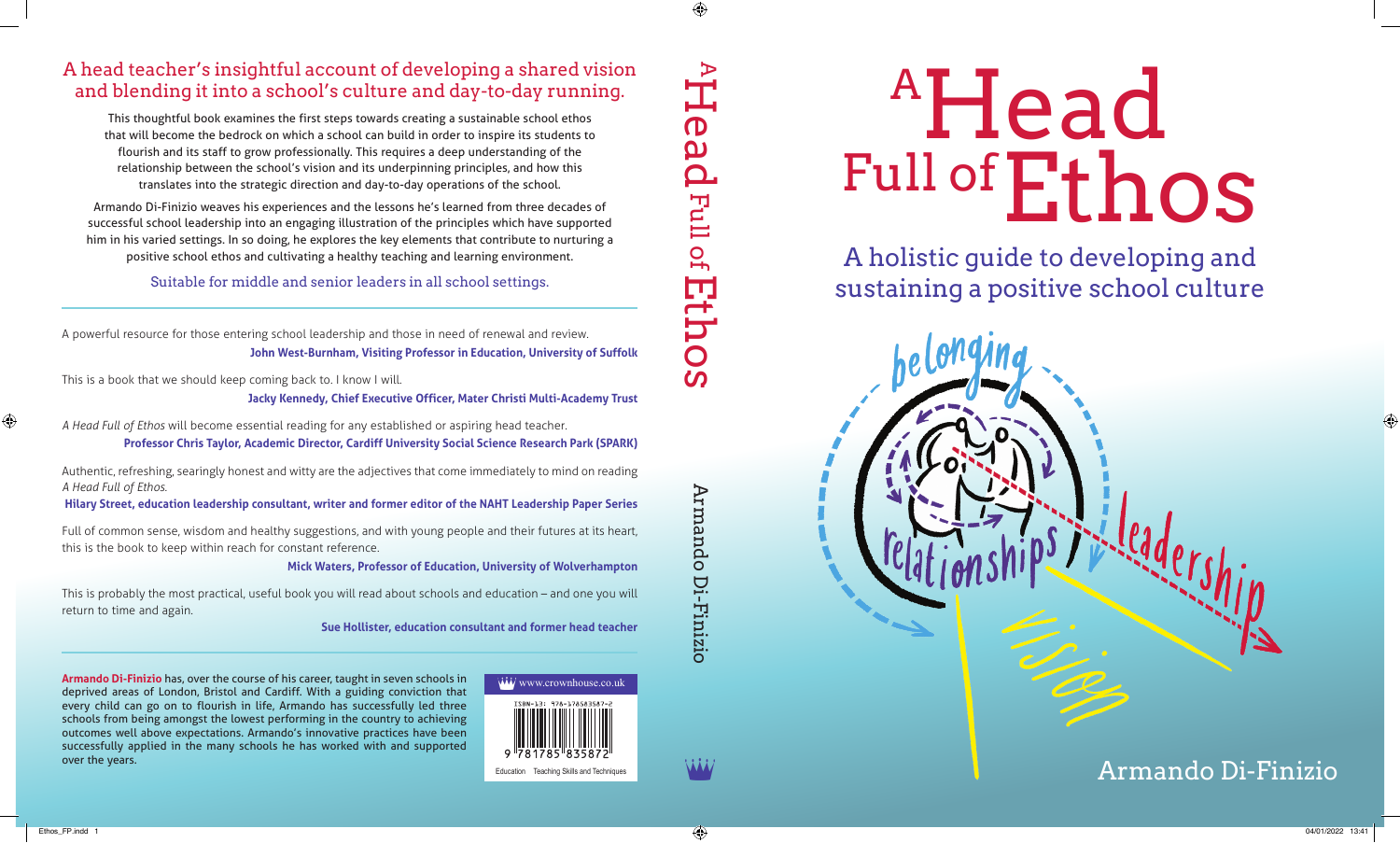## A head teacher's insightful account of developing a shared vision and blending it into a school's culture and day-to-day running.

This thoughtful book examines the first steps towards creating a sustainable school ethos that will become the bedrock on which a school can build in order to inspire its students to flourish and its staff to grow professionally. This requires a deep understanding of the relationship between the school's vision and its underpinning principles, and how this translates into the strategic direction and day-to-day operations of the school.

Armando Di-Finizio weaves his experiences and the lessons he's learned from three decades of successful school leadership into an engaging illustration of the principles which have supported him in his varied settings. In so doing, he explores the key elements that contribute to nurturing a positive school ethos and cultivating a healthy teaching and learning environment.

Suitable for middle and senior leaders in all school settings.

---

A powerful resource for those entering school leadership and those in need of renewal and review.

**John West-Burnham, Visiting Professor in Education, University of Suffolk**

This is a book that we should keep coming back to. I know I will.

**Jacky Kennedy, Chief Executive Officer, Mater Christi Multi-Academy Trust**

*A Head Full of Ethos* will become essential reading for any established or aspiring head teacher.

**Professor Chris Taylor, Academic Director, Cardiff University Social Science Research Park (SPARK)**

Authentic, refreshing, searingly honest and witty are the adjectives that come immediately to mind on reading *A Head Full of Ethos*.

**Hilary Street, education leadership consultant, writer and former editor of the NAHT Leadership Paper Series**

Full of common sense, wisdom and healthy suggestions, and with young people and their futures at its heart, this is the book to keep within reach for constant reference.

**Mick Waters, Professor of Education, University of Wolverhampton**

This is probably the most practical, useful book you will read about schools and education – and one you will return to time and again.

**Sue Hollister, education consultant and former head teacher**

---

**Armando Di-Finizio** has, over the course of his career, taught in seven schools in deprived areas of London, Bristol and Cardiff. With a guiding conviction that every child can go on to flourish in life, Armando has successfully led three schools from being amongst the lowest performing in the country to achieving outcomes well above expectations. Armando's innovative practices have been successfully applied in the many schools he has worked with and supported over the years.

www.crownhouse.co.uk

ISBN-13: 978-178583587-2

9 781785 835872

Education Teaching Skills and Techniques

A Head Full of Ethos

Armando Di-Finizio

# A Head Full of Ethos

## A holistic guide to developing and sustaining a positive school culture

belonging

relationships

leadership

vision

Armando Di-Finizio